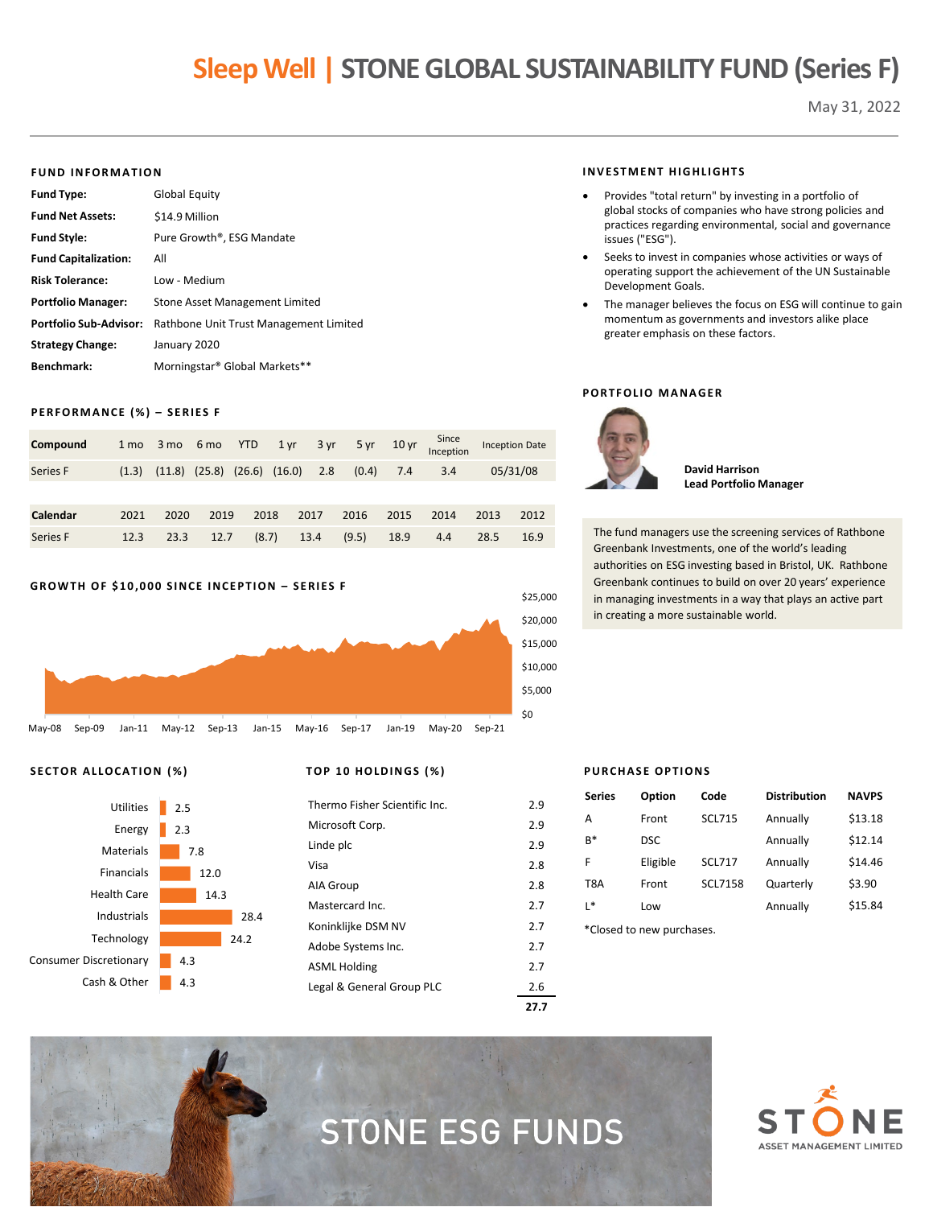# Sleep Well | STONE GLOBAL SUSTAINABILITY FUND (Series F)

May 31, 2022

## FUND INFORMATION

| | |
|---|---|
| **Fund Type:** | Global Equity |
| **Fund Net Assets:** | $14.9 Million |
| **Fund Style:** | Pure Growth®, ESG Mandate |
| **Fund Capitalization:** | All |
| **Risk Tolerance:** | Low - Medium |
| **Portfolio Manager:** | Stone Asset Management Limited |
| **Portfolio Sub-Advisor:** | Rathbone Unit Trust Management Limited |
| **Strategy Change:** | January 2020 |
| **Benchmark:** | Morningstar® Global Markets** |

## INVESTMENT HIGHLIGHTS

- Provides "total return" by investing in a portfolio of global stocks of companies who have strong policies and practices regarding environmental, social and governance issues ("ESG").
- Seeks to invest in companies whose activities or ways of operating support the achievement of the UN Sustainable Development Goals.
- The manager believes the focus on ESG will continue to gain momentum as governments and investors alike place greater emphasis on these factors.

## PERFORMANCE (%) – SERIES F

| Compound | 1 mo | 3 mo | 6 mo | YTD | 1 yr | 3 yr | 5 yr | 10 yr | Since Inception | Inception Date |
|---|---|---|---|---|---|---|---|---|---|---|
| Series F | (1.3) | (11.8) | (25.8) | (26.6) | (16.0) | 2.8 | (0.4) | 7.4 | 3.4 | 05/31/08 |

| Calendar | 2021 | 2020 | 2019 | 2018 | 2017 | 2016 | 2015 | 2014 | 2013 | 2012 |
|---|---|---|---|---|---|---|---|---|---|---|
| Series F | 12.3 | 23.3 | 12.7 | (8.7) | 13.4 | (9.5) | 18.9 | 4.4 | 28.5 | 16.9 |

## PORTFOLIO MANAGER

**David Harrison**
**Lead Portfolio Manager**

The fund managers use the screening services of Rathbone Greenbank Investments, one of the world's leading authorities on ESG investing based in Bristol, UK. Rathbone Greenbank continues to build on over 20 years' experience in managing investments in a way that plays an active part in creating a more sustainable world.

## GROWTH OF $10,000 SINCE INCEPTION – SERIES F

## SECTOR ALLOCATION (%)

| Sector | % |
|---|---|
| Utilities | 2.5 |
| Energy | 2.3 |
| Materials | 7.8 |
| Financials | 12.0 |
| Health Care | 14.3 |
| Industrials | 28.4 |
| Technology | 24.2 |
| Consumer Discretionary | 4.3 |
| Cash & Other | 4.3 |

## TOP 10 HOLDINGS (%)

| Holding | % |
|---|---|
| Thermo Fisher Scientific Inc. | 2.9 |
| Microsoft Corp. | 2.9 |
| Linde plc | 2.9 |
| Visa | 2.8 |
| AIA Group | 2.8 |
| Mastercard Inc. | 2.7 |
| Koninklijke DSM NV | 2.7 |
| Adobe Systems Inc. | 2.7 |
| ASML Holding | 2.7 |
| Legal & General Group PLC | 2.6 |
| | **27.7** |

## PURCHASE OPTIONS

| Series | Option | Code | Distribution | NAVPS |
|---|---|---|---|---|
| A | Front | SCL715 | Annually | $13.18 |
| B* | DSC | | Annually | $12.14 |
| F | Eligible | SCL717 | Annually | $14.46 |
| T8A | Front | SCL7158 | Quarterly | $3.90 |
| L* | Low | | Annually | $15.84 |

*Closed to new purchases.

STONE ESG FUNDS

STONE ASSET MANAGEMENT LIMITED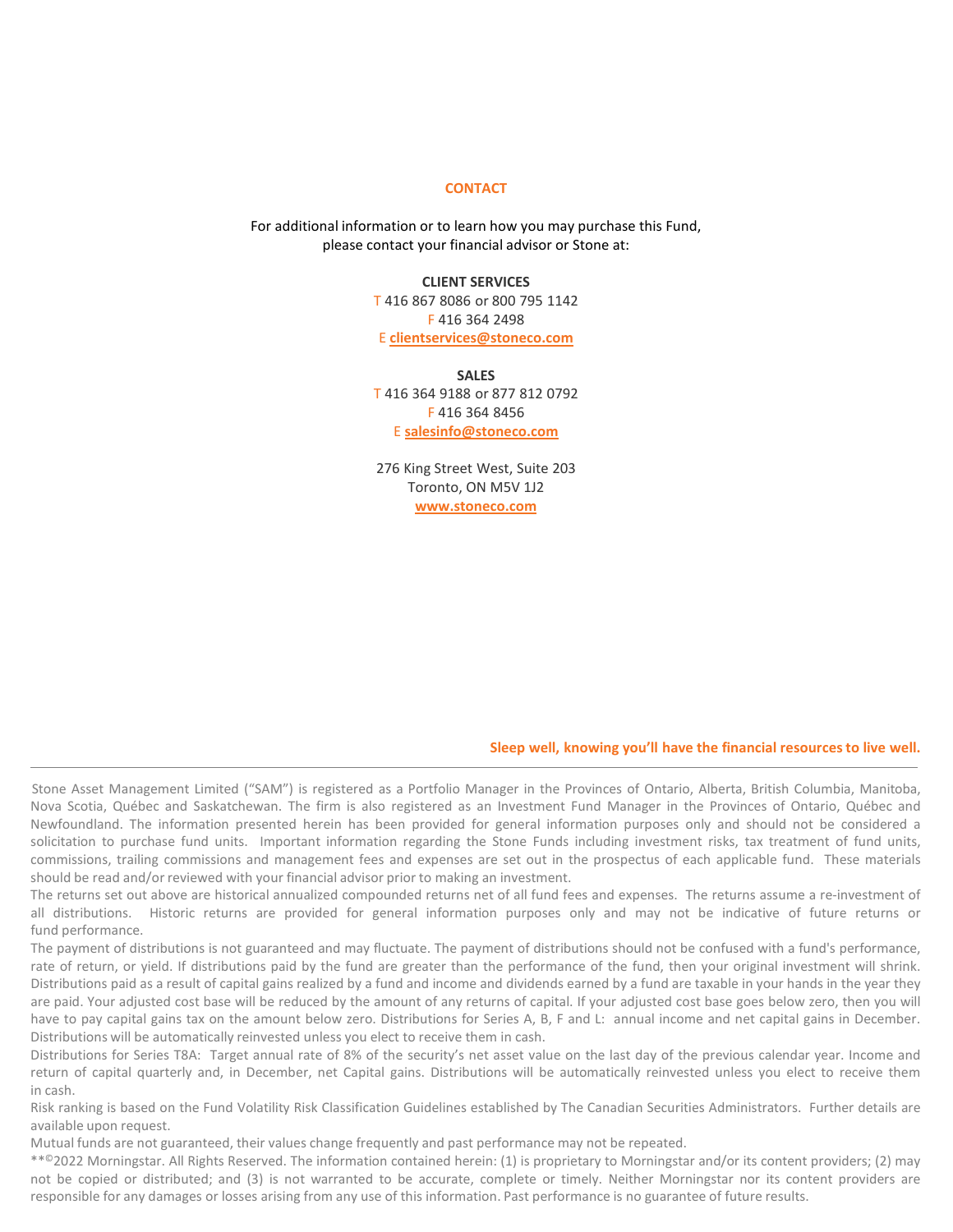## CONTACT

For additional information or to learn how you may purchase this Fund, please contact your financial advisor or Stone at:

**CLIENT SERVICES**
T 416 867 8086 or 800 795 1142
F 416 364 2498
E **clientservices@stoneco.com**

**SALES**
T 416 364 9188 or 877 812 0792
F 416 364 8456
E **salesinfo@stoneco.com**

276 King Street West, Suite 203
Toronto, ON M5V 1J2
**www.stoneco.com**

**Sleep well, knowing you'll have the financial resources to live well.**

---

Stone Asset Management Limited ("SAM") is registered as a Portfolio Manager in the Provinces of Ontario, Alberta, British Columbia, Manitoba, Nova Scotia, Québec and Saskatchewan. The firm is also registered as an Investment Fund Manager in the Provinces of Ontario, Québec and Newfoundland. The information presented herein has been provided for general information purposes only and should not be considered a solicitation to purchase fund units. Important information regarding the Stone Funds including investment risks, tax treatment of fund units, commissions, trailing commissions and management fees and expenses are set out in the prospectus of each applicable fund. These materials should be read and/or reviewed with your financial advisor prior to making an investment.

The returns set out above are historical annualized compounded returns net of all fund fees and expenses. The returns assume a re-investment of all distributions. Historic returns are provided for general information purposes only and may not be indicative of future returns or fund performance.

The payment of distributions is not guaranteed and may fluctuate. The payment of distributions should not be confused with a fund's performance, rate of return, or yield. If distributions paid by the fund are greater than the performance of the fund, then your original investment will shrink. Distributions paid as a result of capital gains realized by a fund and income and dividends earned by a fund are taxable in your hands in the year they are paid. Your adjusted cost base will be reduced by the amount of any returns of capital. If your adjusted cost base goes below zero, then you will have to pay capital gains tax on the amount below zero. Distributions for Series A, B, F and L: annual income and net capital gains in December. Distributions will be automatically reinvested unless you elect to receive them in cash.

Distributions for Series T8A: Target annual rate of 8% of the security's net asset value on the last day of the previous calendar year. Income and return of capital quarterly and, in December, net Capital gains. Distributions will be automatically reinvested unless you elect to receive them in cash.

Risk ranking is based on the Fund Volatility Risk Classification Guidelines established by The Canadian Securities Administrators. Further details are available upon request.

Mutual funds are not guaranteed, their values change frequently and past performance may not be repeated.

**©2022 Morningstar. All Rights Reserved. The information contained herein: (1) is proprietary to Morningstar and/or its content providers; (2) may not be copied or distributed; and (3) is not warranted to be accurate, complete or timely. Neither Morningstar nor its content providers are responsible for any damages or losses arising from any use of this information. Past performance is no guarantee of future results.